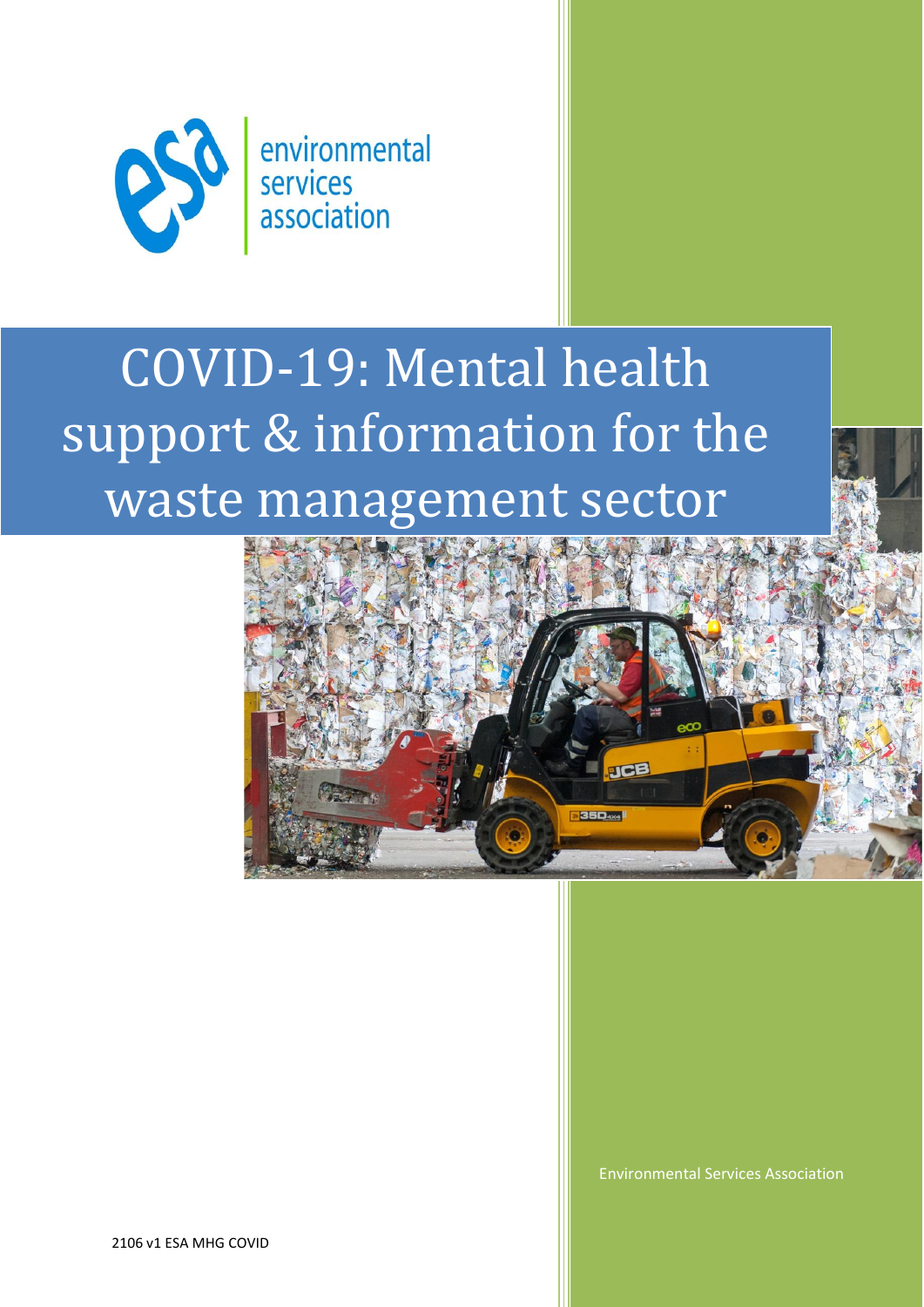environmental services association

# COVID-19: Mental health support & information for the waste management sector

Environmental Services Association

2106 v1 ESA MHG COVID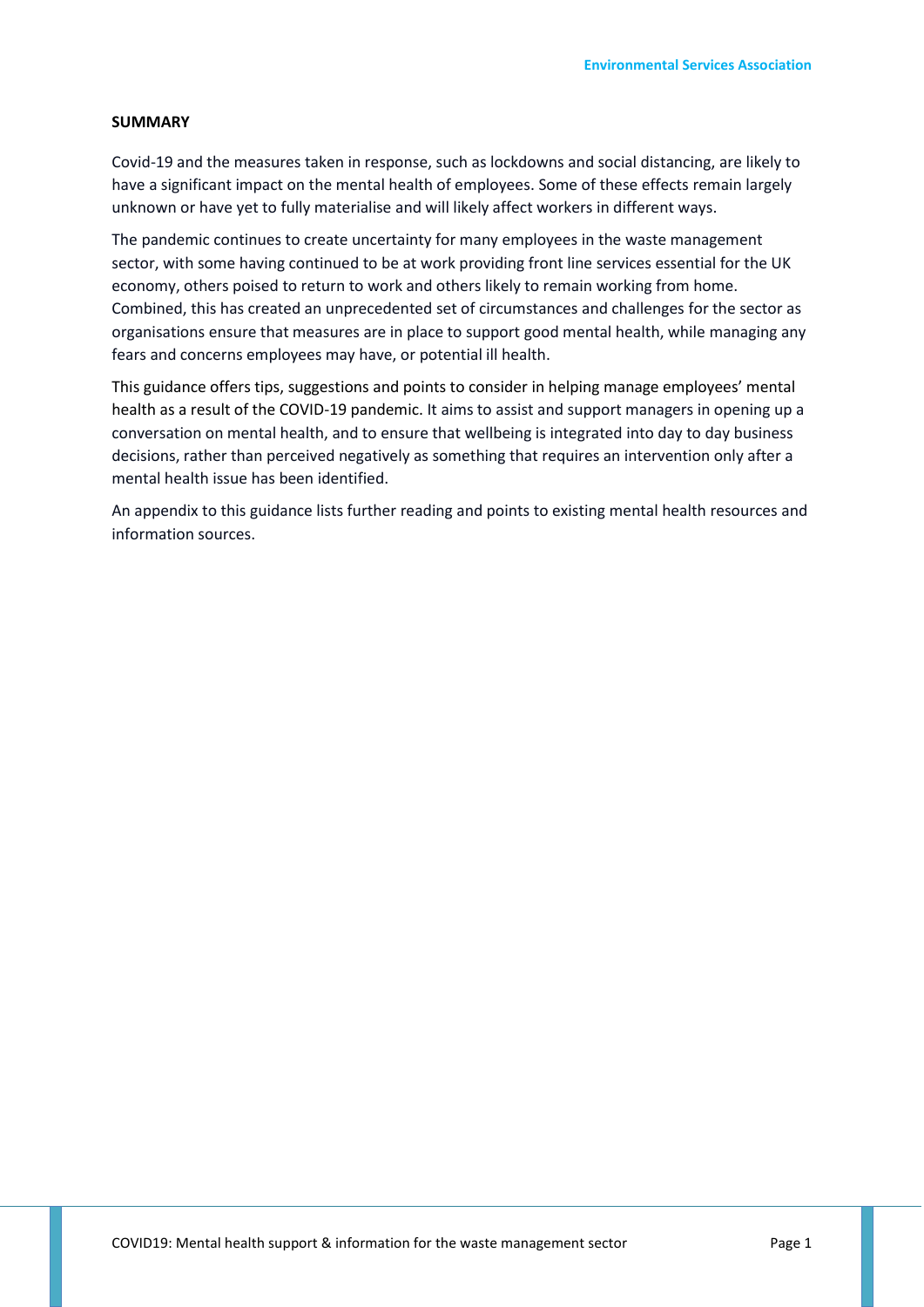## SUMMARY

Covid-19 and the measures taken in response, such as lockdowns and social distancing, are likely to have a significant impact on the mental health of employees. Some of these effects remain largely unknown or have yet to fully materialise and will likely affect workers in different ways.

The pandemic continues to create uncertainty for many employees in the waste management sector, with some having continued to be at work providing front line services essential for the UK economy, others poised to return to work and others likely to remain working from home. Combined, this has created an unprecedented set of circumstances and challenges for the sector as organisations ensure that measures are in place to support good mental health, while managing any fears and concerns employees may have, or potential ill health.

This guidance offers tips, suggestions and points to consider in helping manage employees' mental health as a result of the COVID-19 pandemic. It aims to assist and support managers in opening up a conversation on mental health, and to ensure that wellbeing is integrated into day to day business decisions, rather than perceived negatively as something that requires an intervention only after a mental health issue has been identified.

An appendix to this guidance lists further reading and points to existing mental health resources and information sources.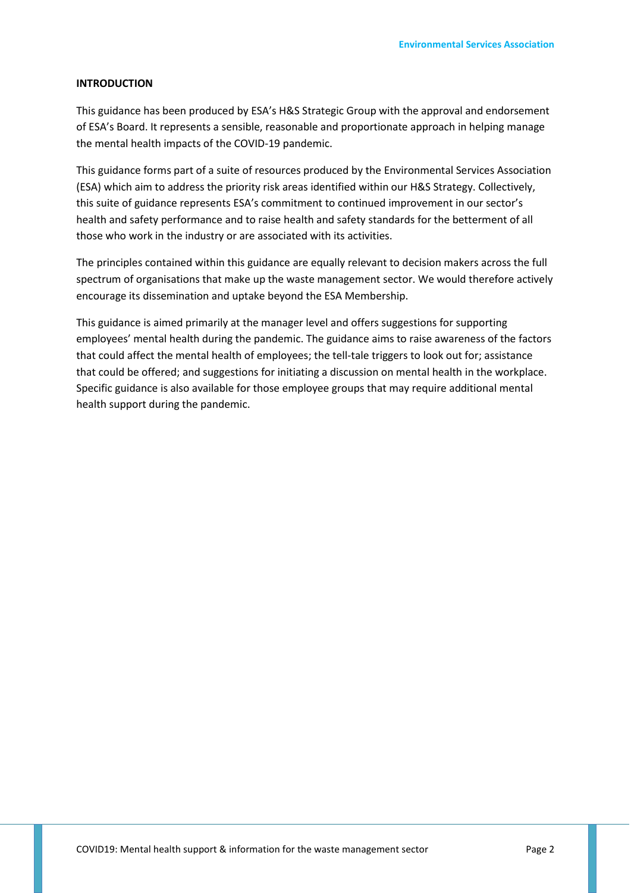## INTRODUCTION

This guidance has been produced by ESA's H&S Strategic Group with the approval and endorsement of ESA's Board. It represents a sensible, reasonable and proportionate approach in helping manage the mental health impacts of the COVID-19 pandemic.

This guidance forms part of a suite of resources produced by the Environmental Services Association (ESA) which aim to address the priority risk areas identified within our H&S Strategy. Collectively, this suite of guidance represents ESA's commitment to continued improvement in our sector's health and safety performance and to raise health and safety standards for the betterment of all those who work in the industry or are associated with its activities.

The principles contained within this guidance are equally relevant to decision makers across the full spectrum of organisations that make up the waste management sector. We would therefore actively encourage its dissemination and uptake beyond the ESA Membership.

This guidance is aimed primarily at the manager level and offers suggestions for supporting employees' mental health during the pandemic. The guidance aims to raise awareness of the factors that could affect the mental health of employees; the tell-tale triggers to look out for; assistance that could be offered; and suggestions for initiating a discussion on mental health in the workplace. Specific guidance is also available for those employee groups that may require additional mental health support during the pandemic.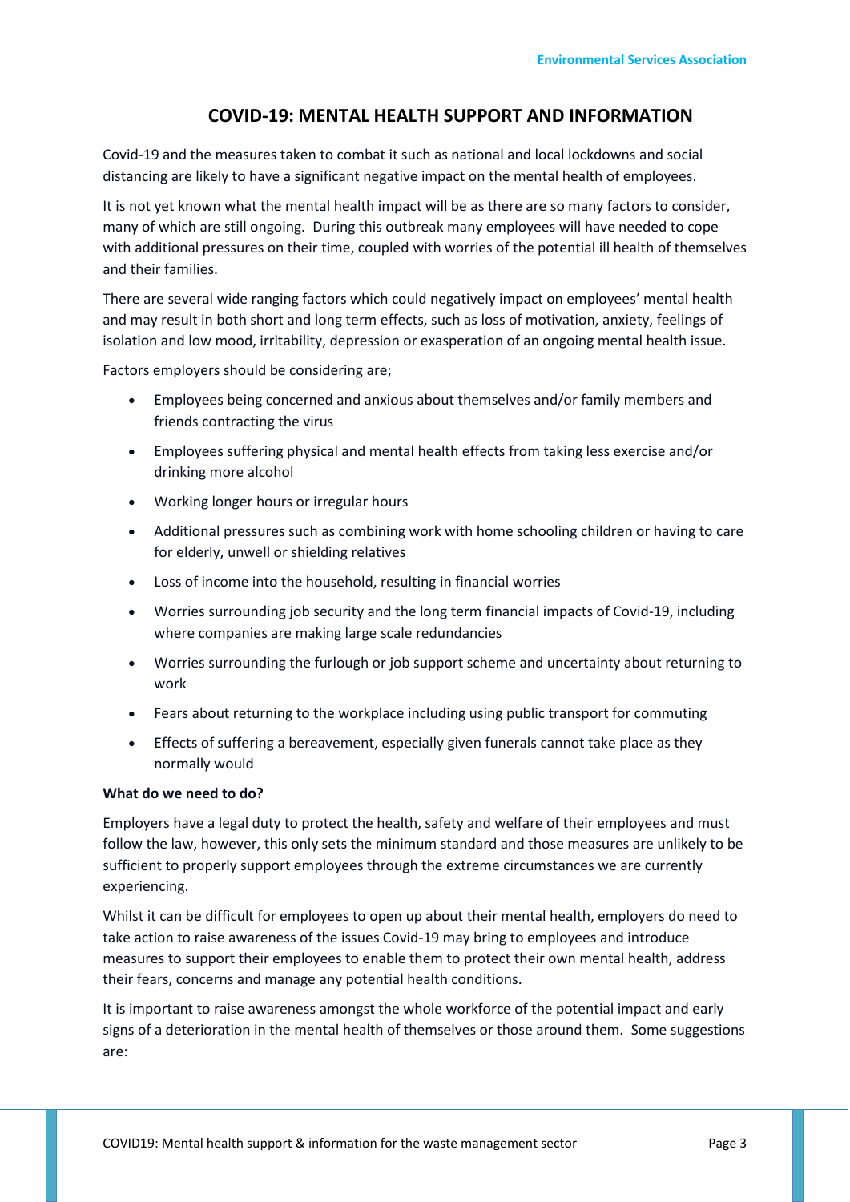## COVID-19: MENTAL HEALTH SUPPORT AND INFORMATION

Covid-19 and the measures taken to combat it such as national and local lockdowns and social distancing are likely to have a significant negative impact on the mental health of employees.

It is not yet known what the mental health impact will be as there are so many factors to consider, many of which are still ongoing. During this outbreak many employees will have needed to cope with additional pressures on their time, coupled with worries of the potential ill health of themselves and their families.

There are several wide ranging factors which could negatively impact on employees' mental health and may result in both short and long term effects, such as loss of motivation, anxiety, feelings of isolation and low mood, irritability, depression or exasperation of an ongoing mental health issue.

Factors employers should be considering are;

- Employees being concerned and anxious about themselves and/or family members and friends contracting the virus
- Employees suffering physical and mental health effects from taking less exercise and/or drinking more alcohol
- Working longer hours or irregular hours
- Additional pressures such as combining work with home schooling children or having to care for elderly, unwell or shielding relatives
- Loss of income into the household, resulting in financial worries
- Worries surrounding job security and the long term financial impacts of Covid-19, including where companies are making large scale redundancies
- Worries surrounding the furlough or job support scheme and uncertainty about returning to work
- Fears about returning to the workplace including using public transport for commuting
- Effects of suffering a bereavement, especially given funerals cannot take place as they normally would

**What do we need to do?**

Employers have a legal duty to protect the health, safety and welfare of their employees and must follow the law, however, this only sets the minimum standard and those measures are unlikely to be sufficient to properly support employees through the extreme circumstances we are currently experiencing.

Whilst it can be difficult for employees to open up about their mental health, employers do need to take action to raise awareness of the issues Covid-19 may bring to employees and introduce measures to support their employees to enable them to protect their own mental health, address their fears, concerns and manage any potential health conditions.

It is important to raise awareness amongst the whole workforce of the potential impact and early signs of a deterioration in the mental health of themselves or those around them. Some suggestions are: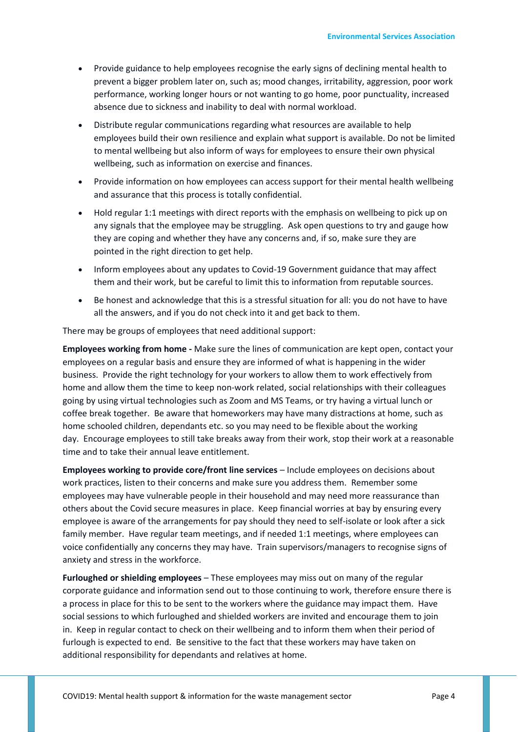- Provide guidance to help employees recognise the early signs of declining mental health to prevent a bigger problem later on, such as; mood changes, irritability, aggression, poor work performance, working longer hours or not wanting to go home, poor punctuality, increased absence due to sickness and inability to deal with normal workload.
- Distribute regular communications regarding what resources are available to help employees build their own resilience and explain what support is available. Do not be limited to mental wellbeing but also inform of ways for employees to ensure their own physical wellbeing, such as information on exercise and finances.
- Provide information on how employees can access support for their mental health wellbeing and assurance that this process is totally confidential.
- Hold regular 1:1 meetings with direct reports with the emphasis on wellbeing to pick up on any signals that the employee may be struggling. Ask open questions to try and gauge how they are coping and whether they have any concerns and, if so, make sure they are pointed in the right direction to get help.
- Inform employees about any updates to Covid-19 Government guidance that may affect them and their work, but be careful to limit this to information from reputable sources.
- Be honest and acknowledge that this is a stressful situation for all: you do not have to have all the answers, and if you do not check into it and get back to them.

There may be groups of employees that need additional support:

**Employees working from home -** Make sure the lines of communication are kept open, contact your employees on a regular basis and ensure they are informed of what is happening in the wider business. Provide the right technology for your workers to allow them to work effectively from home and allow them the time to keep non-work related, social relationships with their colleagues going by using virtual technologies such as Zoom and MS Teams, or try having a virtual lunch or coffee break together. Be aware that homeworkers may have many distractions at home, such as home schooled children, dependants etc. so you may need to be flexible about the working day. Encourage employees to still take breaks away from their work, stop their work at a reasonable time and to take their annual leave entitlement.

**Employees working to provide core/front line services** – Include employees on decisions about work practices, listen to their concerns and make sure you address them. Remember some employees may have vulnerable people in their household and may need more reassurance than others about the Covid secure measures in place. Keep financial worries at bay by ensuring every employee is aware of the arrangements for pay should they need to self-isolate or look after a sick family member. Have regular team meetings, and if needed 1:1 meetings, where employees can voice confidentially any concerns they may have. Train supervisors/managers to recognise signs of anxiety and stress in the workforce.

**Furloughed or shielding employees** – These employees may miss out on many of the regular corporate guidance and information send out to those continuing to work, therefore ensure there is a process in place for this to be sent to the workers where the guidance may impact them. Have social sessions to which furloughed and shielded workers are invited and encourage them to join in. Keep in regular contact to check on their wellbeing and to inform them when their period of furlough is expected to end. Be sensitive to the fact that these workers may have taken on additional responsibility for dependants and relatives at home.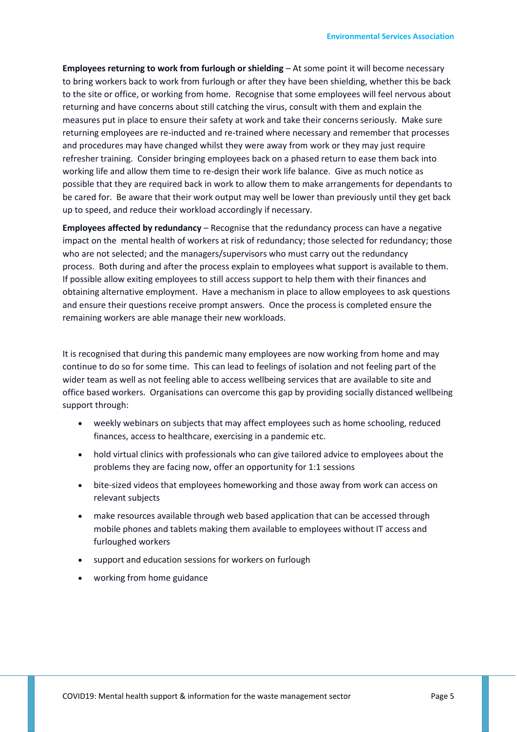**Employees returning to work from furlough or shielding** – At some point it will become necessary to bring workers back to work from furlough or after they have been shielding, whether this be back to the site or office, or working from home. Recognise that some employees will feel nervous about returning and have concerns about still catching the virus, consult with them and explain the measures put in place to ensure their safety at work and take their concerns seriously. Make sure returning employees are re-inducted and re-trained where necessary and remember that processes and procedures may have changed whilst they were away from work or they may just require refresher training. Consider bringing employees back on a phased return to ease them back into working life and allow them time to re-design their work life balance. Give as much notice as possible that they are required back in work to allow them to make arrangements for dependants to be cared for. Be aware that their work output may well be lower than previously until they get back up to speed, and reduce their workload accordingly if necessary.

**Employees affected by redundancy** – Recognise that the redundancy process can have a negative impact on the mental health of workers at risk of redundancy; those selected for redundancy; those who are not selected; and the managers/supervisors who must carry out the redundancy process. Both during and after the process explain to employees what support is available to them. If possible allow exiting employees to still access support to help them with their finances and obtaining alternative employment. Have a mechanism in place to allow employees to ask questions and ensure their questions receive prompt answers. Once the process is completed ensure the remaining workers are able manage their new workloads.

It is recognised that during this pandemic many employees are now working from home and may continue to do so for some time. This can lead to feelings of isolation and not feeling part of the wider team as well as not feeling able to access wellbeing services that are available to site and office based workers. Organisations can overcome this gap by providing socially distanced wellbeing support through:

- weekly webinars on subjects that may affect employees such as home schooling, reduced finances, access to healthcare, exercising in a pandemic etc.
- hold virtual clinics with professionals who can give tailored advice to employees about the problems they are facing now, offer an opportunity for 1:1 sessions
- bite-sized videos that employees homeworking and those away from work can access on relevant subjects
- make resources available through web based application that can be accessed through mobile phones and tablets making them available to employees without IT access and furloughed workers
- support and education sessions for workers on furlough
- working from home guidance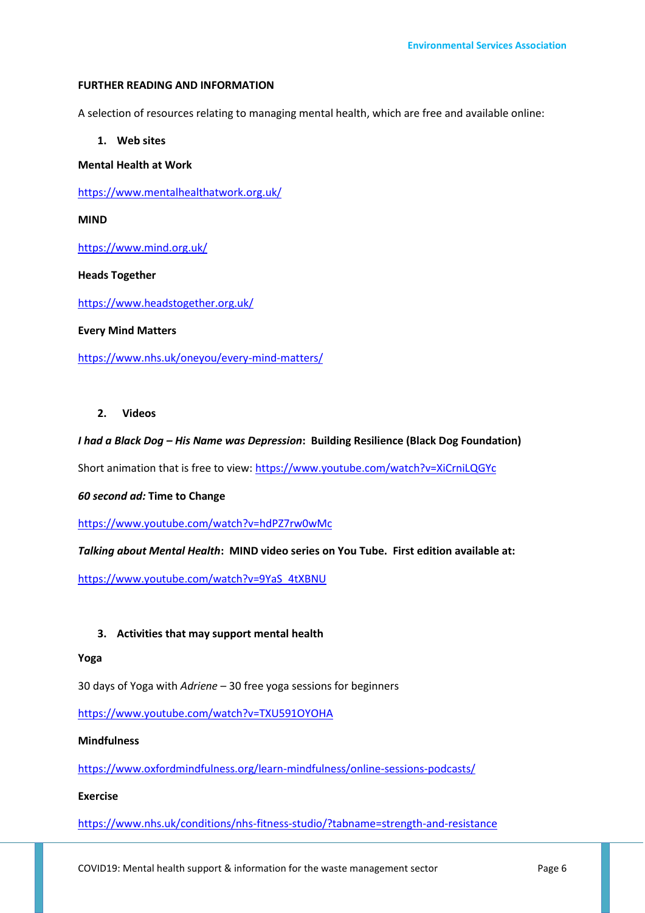**FURTHER READING AND INFORMATION**

A selection of resources relating to managing mental health, which are free and available online:

1. **Web sites**

**Mental Health at Work**

https://www.mentalhealthatwork.org.uk/

**MIND**

https://www.mind.org.uk/

**Heads Together**

https://www.headstogether.org.uk/

**Every Mind Matters**

https://www.nhs.uk/oneyou/every-mind-matters/

2. **Videos**

***I had a Black Dog – His Name was Depression*: Building Resilience (Black Dog Foundation)**

Short animation that is free to view: https://www.youtube.com/watch?v=XiCrniLQGYc

***60 second ad:* Time to Change**

https://www.youtube.com/watch?v=hdPZ7rw0wMc

***Talking about Mental Health*: MIND video series on You Tube. First edition available at:**

https://www.youtube.com/watch?v=9YaS_4tXBNU

3. **Activities that may support mental health**

**Yoga**

30 days of Yoga with *Adriene* – 30 free yoga sessions for beginners

https://www.youtube.com/watch?v=TXU591OYOHA

**Mindfulness**

https://www.oxfordmindfulness.org/learn-mindfulness/online-sessions-podcasts/

**Exercise**

https://www.nhs.uk/conditions/nhs-fitness-studio/?tabname=strength-and-resistance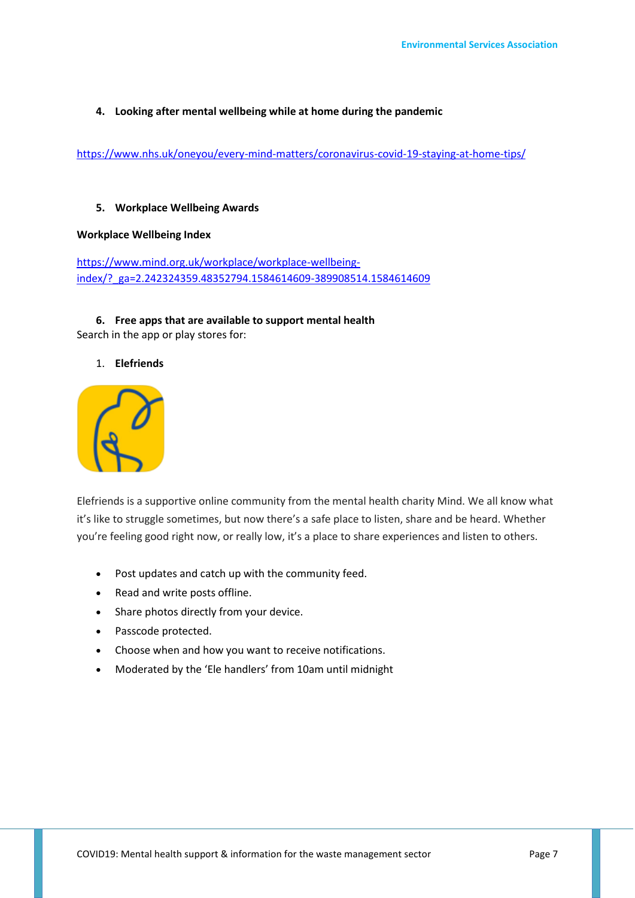## 4. Looking after mental wellbeing while at home during the pandemic

https://www.nhs.uk/oneyou/every-mind-matters/coronavirus-covid-19-staying-at-home-tips/

## 5. Workplace Wellbeing Awards

**Workplace Wellbeing Index**

https://www.mind.org.uk/workplace/workplace-wellbeing-index/?_ga=2.242324359.48352794.1584614609-389908514.1584614609

## 6. Free apps that are available to support mental health

Search in the app or play stores for:

1. **Elefriends**

Elefriends is a supportive online community from the mental health charity Mind. We all know what it's like to struggle sometimes, but now there's a safe place to listen, share and be heard. Whether you're feeling good right now, or really low, it's a place to share experiences and listen to others.

- Post updates and catch up with the community feed.
- Read and write posts offline.
- Share photos directly from your device.
- Passcode protected.
- Choose when and how you want to receive notifications.
- Moderated by the 'Ele handlers' from 10am until midnight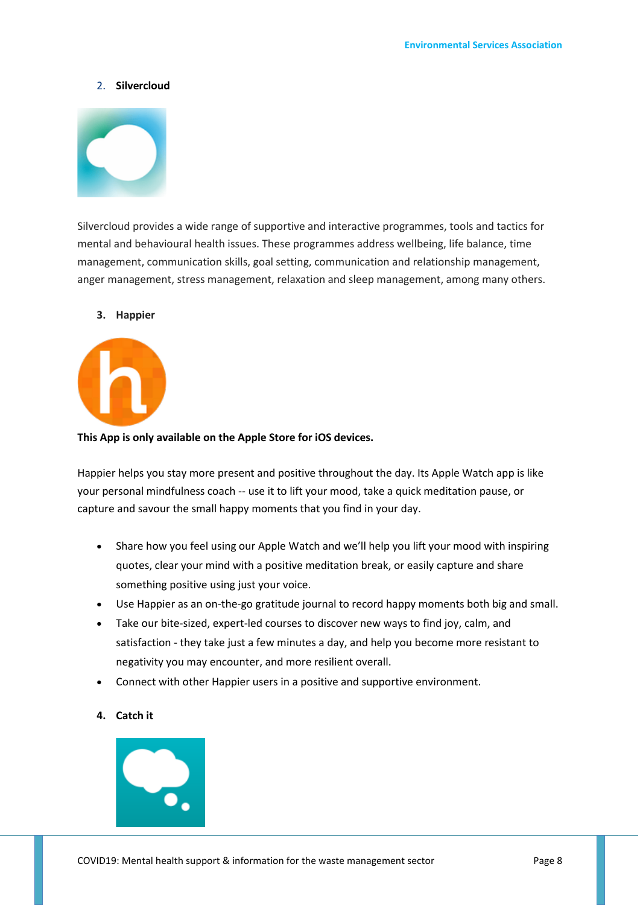2. **Silvercloud**

Silvercloud provides a wide range of supportive and interactive programmes, tools and tactics for mental and behavioural health issues. These programmes address wellbeing, life balance, time management, communication skills, goal setting, communication and relationship management, anger management, stress management, relaxation and sleep management, among many others.

3. **Happier**

**This App is only available on the Apple Store for iOS devices.**

Happier helps you stay more present and positive throughout the day. Its Apple Watch app is like your personal mindfulness coach -- use it to lift your mood, take a quick meditation pause, or capture and savour the small happy moments that you find in your day.

- Share how you feel using our Apple Watch and we'll help you lift your mood with inspiring quotes, clear your mind with a positive meditation break, or easily capture and share something positive using just your voice.
- Use Happier as an on-the-go gratitude journal to record happy moments both big and small.
- Take our bite-sized, expert-led courses to discover new ways to find joy, calm, and satisfaction - they take just a few minutes a day, and help you become more resistant to negativity you may encounter, and more resilient overall.
- Connect with other Happier users in a positive and supportive environment.

4. **Catch it**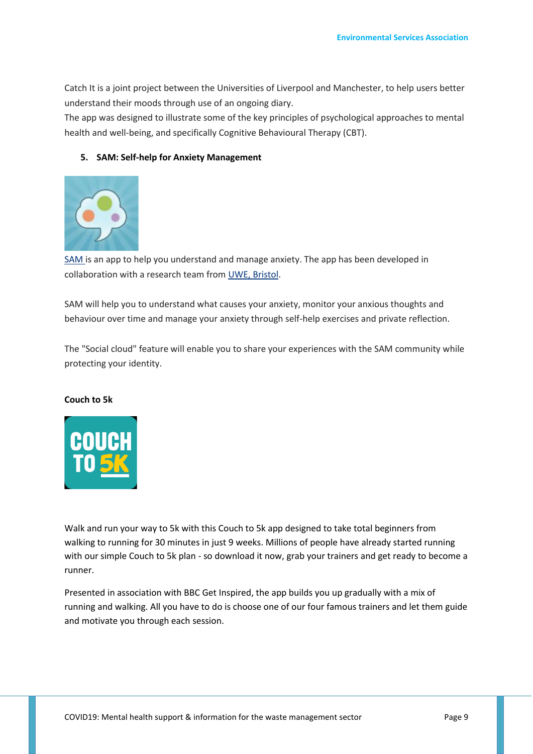Catch It is a joint project between the Universities of Liverpool and Manchester, to help users better understand their moods through use of an ongoing diary.
The app was designed to illustrate some of the key principles of psychological approaches to mental health and well-being, and specifically Cognitive Behavioural Therapy (CBT).

5. **SAM: Self-help for Anxiety Management**

SAM is an app to help you understand and manage anxiety. The app has been developed in collaboration with a research team from UWE, Bristol.

SAM will help you to understand what causes your anxiety, monitor your anxious thoughts and behaviour over time and manage your anxiety through self-help exercises and private reflection.

The "Social cloud" feature will enable you to share your experiences with the SAM community while protecting your identity.

**Couch to 5k**

Walk and run your way to 5k with this Couch to 5k app designed to take total beginners from walking to running for 30 minutes in just 9 weeks. Millions of people have already started running with our simple Couch to 5k plan - so download it now, grab your trainers and get ready to become a runner.

Presented in association with BBC Get Inspired, the app builds you up gradually with a mix of running and walking. All you have to do is choose one of our four famous trainers and let them guide and motivate you through each session.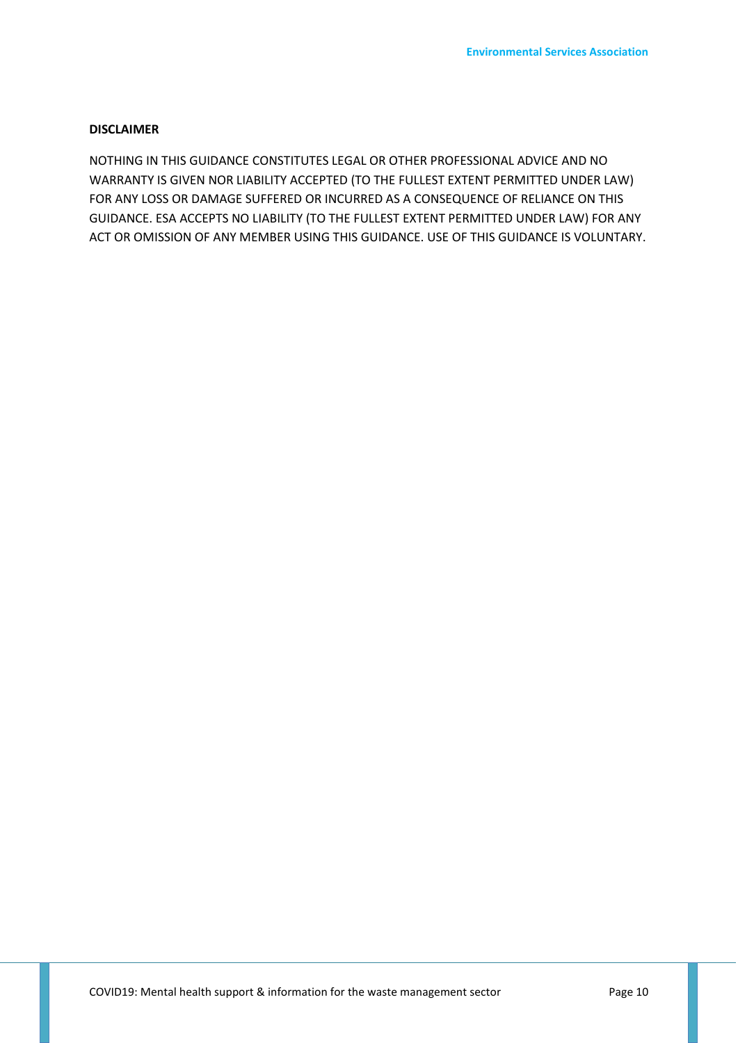**DISCLAIMER**

NOTHING IN THIS GUIDANCE CONSTITUTES LEGAL OR OTHER PROFESSIONAL ADVICE AND NO WARRANTY IS GIVEN NOR LIABILITY ACCEPTED (TO THE FULLEST EXTENT PERMITTED UNDER LAW) FOR ANY LOSS OR DAMAGE SUFFERED OR INCURRED AS A CONSEQUENCE OF RELIANCE ON THIS GUIDANCE. ESA ACCEPTS NO LIABILITY (TO THE FULLEST EXTENT PERMITTED UNDER LAW) FOR ANY ACT OR OMISSION OF ANY MEMBER USING THIS GUIDANCE. USE OF THIS GUIDANCE IS VOLUNTARY.